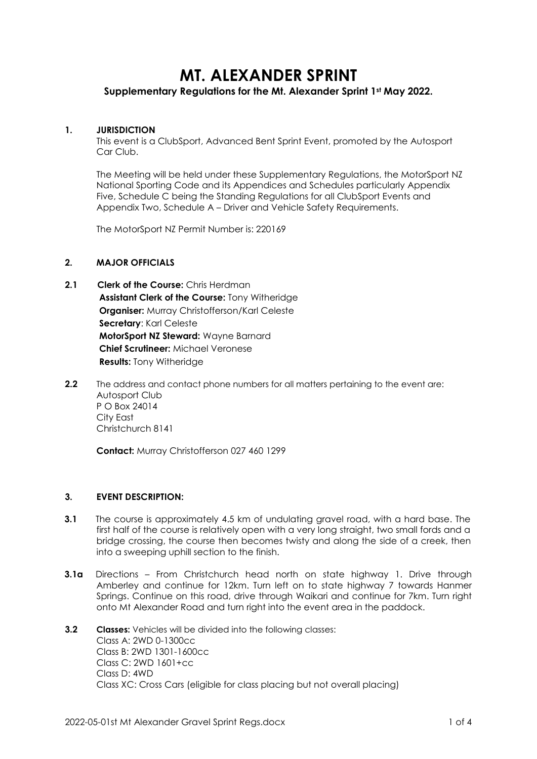# MT. ALEXANDER SPRINT

**Supplementary Regulations for the Mt. Alexander Sprint 1st May 2022.**

## 1. JURISDICTION

This event is a ClubSport, Advanced Bent Sprint Event, promoted by the Autosport Car Club.

The Meeting will be held under these Supplementary Regulations, the MotorSport NZ National Sporting Code and its Appendices and Schedules particularly Appendix Five, Schedule C being the Standing Regulations for all ClubSport Events and Appendix Two, Schedule A – Driver and Vehicle Safety Requirements.

The MotorSport NZ Permit Number is: 220169

## 2. MAJOR OFFICIALS

**2.1** **Clerk of the Course:** Chris Herdman
**Assistant Clerk of the Course:** Tony Witheridge
**Organiser:** Murray Christofferson/Karl Celeste
**Secretary**: Karl Celeste
**MotorSport NZ Steward:** Wayne Barnard
**Chief Scrutineer:** Michael Veronese
**Results:** Tony Witheridge

**2.2** The address and contact phone numbers for all matters pertaining to the event are:
Autosport Club
P O Box 24014
City East
Christchurch 8141

**Contact:** Murray Christofferson 027 460 1299

## 3. EVENT DESCRIPTION:

**3.1** The course is approximately 4.5 km of undulating gravel road, with a hard base. The first half of the course is relatively open with a very long straight, two small fords and a bridge crossing, the course then becomes twisty and along the side of a creek, then into a sweeping uphill section to the finish.

**3.1a** Directions – From Christchurch head north on state highway 1. Drive through Amberley and continue for 12km. Turn left on to state highway 7 towards Hanmer Springs. Continue on this road, drive through Waikari and continue for 7km. Turn right onto Mt Alexander Road and turn right into the event area in the paddock.

**3.2** **Classes:** Vehicles will be divided into the following classes:
Class A: 2WD 0-1300cc
Class B: 2WD 1301-1600cc
Class C: 2WD 1601+cc
Class D: 4WD
Class XC: Cross Cars (eligible for class placing but not overall placing)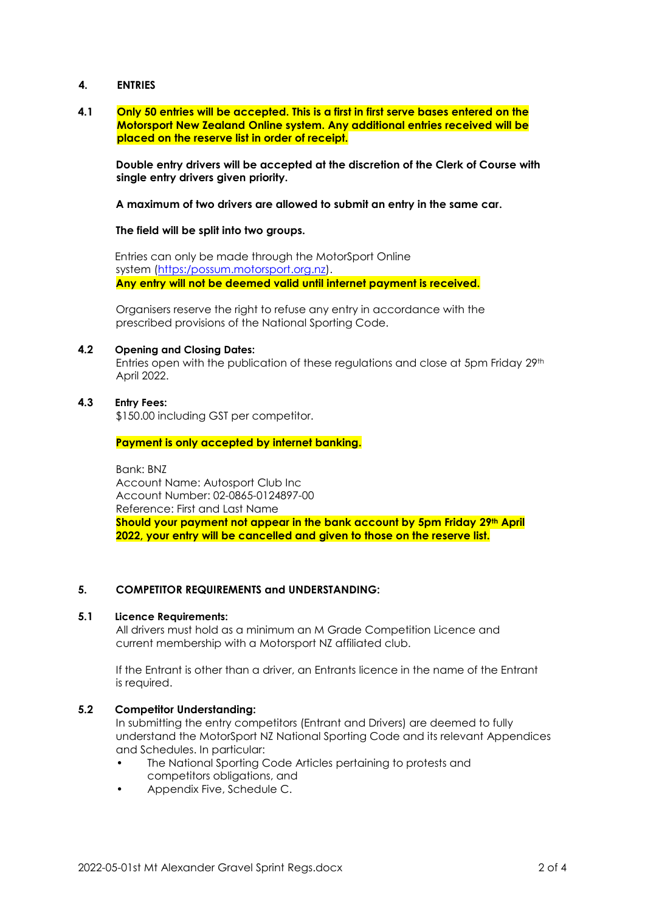## 4. ENTRIES

**4.1** **Only 50 entries will be accepted. This is a first in first serve bases entered on the Motorsport New Zealand Online system. Any additional entries received will be placed on the reserve list in order of receipt.**

**Double entry drivers will be accepted at the discretion of the Clerk of Course with single entry drivers given priority.**

**A maximum of two drivers are allowed to submit an entry in the same car.**

**The field will be split into two groups.**

Entries can only be made through the MotorSport Online system (https:/possum.motorsport.org.nz).
**Any entry will not be deemed valid until internet payment is received.**

Organisers reserve the right to refuse any entry in accordance with the prescribed provisions of the National Sporting Code.

**4.2** **Opening and Closing Dates:**
Entries open with the publication of these regulations and close at 5pm Friday 29th April 2022.

**4.3** **Entry Fees:**
$150.00 including GST per competitor.

**Payment is only accepted by internet banking.**

Bank: BNZ
Account Name: Autosport Club Inc
Account Number: 02-0865-0124897-00
Reference: First and Last Name
**Should your payment not appear in the bank account by 5pm Friday 29th April 2022, your entry will be cancelled and given to those on the reserve list.**

## 5. COMPETITOR REQUIREMENTS and UNDERSTANDING:

**5.1** **Licence Requirements:**
All drivers must hold as a minimum an M Grade Competition Licence and current membership with a Motorsport NZ affiliated club.

If the Entrant is other than a driver, an Entrants licence in the name of the Entrant is required.

**5.2** **Competitor Understanding:**
In submitting the entry competitors (Entrant and Drivers) are deemed to fully understand the MotorSport NZ National Sporting Code and its relevant Appendices and Schedules. In particular:

- The National Sporting Code Articles pertaining to protests and competitors obligations, and
- Appendix Five, Schedule C.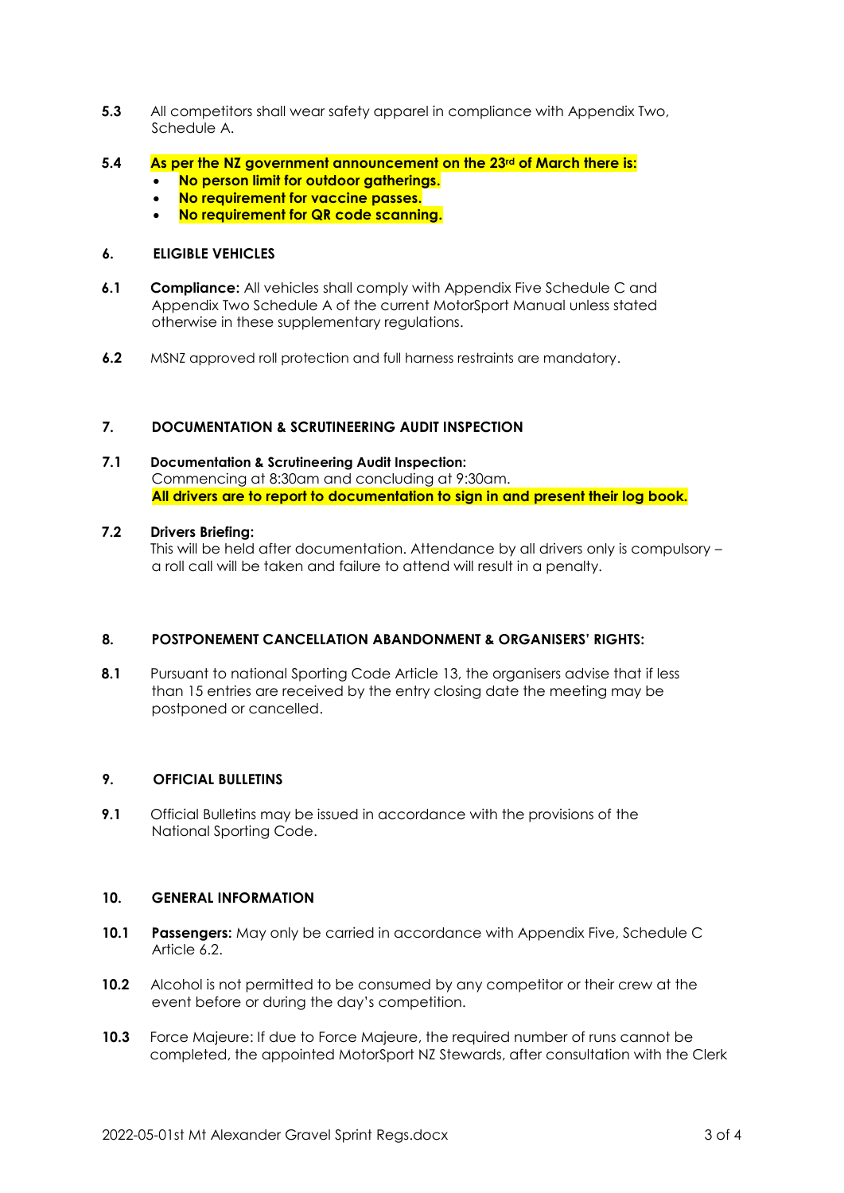**5.3** All competitors shall wear safety apparel in compliance with Appendix Two, Schedule A.

**5.4** **As per the NZ government announcement on the 23rd of March there is:**

- **No person limit for outdoor gatherings.**
- **No requirement for vaccine passes.**
- **No requirement for QR code scanning.**

## 6. ELIGIBLE VEHICLES

**6.1** **Compliance:** All vehicles shall comply with Appendix Five Schedule C and Appendix Two Schedule A of the current MotorSport Manual unless stated otherwise in these supplementary regulations.

**6.2** MSNZ approved roll protection and full harness restraints are mandatory.

## 7. DOCUMENTATION & SCRUTINEERING AUDIT INSPECTION

**7.1** **Documentation & Scrutineering Audit Inspection:**
Commencing at 8:30am and concluding at 9:30am.
**All drivers are to report to documentation to sign in and present their log book.**

**7.2** **Drivers Briefing:**
This will be held after documentation. Attendance by all drivers only is compulsory – a roll call will be taken and failure to attend will result in a penalty.

## 8. POSTPONEMENT CANCELLATION ABANDONMENT & ORGANISERS' RIGHTS:

**8.1** Pursuant to national Sporting Code Article 13, the organisers advise that if less than 15 entries are received by the entry closing date the meeting may be postponed or cancelled.

## 9. OFFICIAL BULLETINS

**9.1** Official Bulletins may be issued in accordance with the provisions of the National Sporting Code.

## 10. GENERAL INFORMATION

**10.1** **Passengers:** May only be carried in accordance with Appendix Five, Schedule C Article 6.2.

**10.2** Alcohol is not permitted to be consumed by any competitor or their crew at the event before or during the day's competition.

**10.3** Force Majeure: If due to Force Majeure, the required number of runs cannot be completed, the appointed MotorSport NZ Stewards, after consultation with the Clerk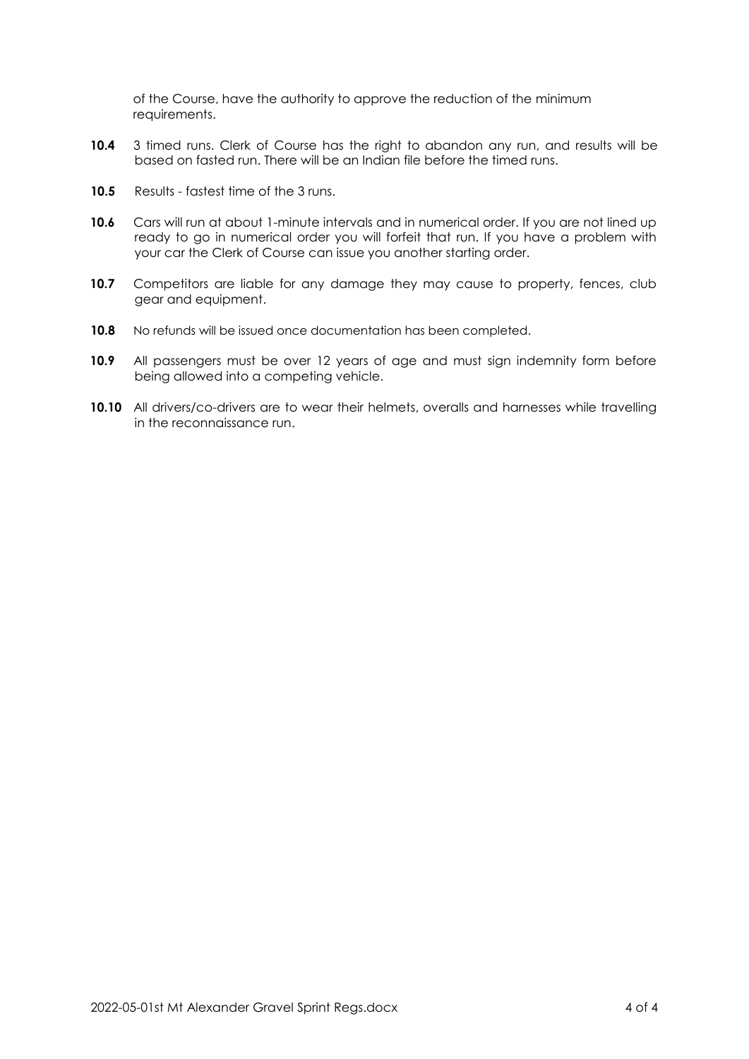of the Course, have the authority to approve the reduction of the minimum requirements.

**10.4** 3 timed runs. Clerk of Course has the right to abandon any run, and results will be based on fasted run. There will be an Indian file before the timed runs.

**10.5** Results - fastest time of the 3 runs.

**10.6** Cars will run at about 1-minute intervals and in numerical order. If you are not lined up ready to go in numerical order you will forfeit that run. If you have a problem with your car the Clerk of Course can issue you another starting order.

**10.7** Competitors are liable for any damage they may cause to property, fences, club gear and equipment.

**10.8** No refunds will be issued once documentation has been completed.

**10.9** All passengers must be over 12 years of age and must sign indemnity form before being allowed into a competing vehicle.

**10.10** All drivers/co-drivers are to wear their helmets, overalls and harnesses while travelling in the reconnaissance run.